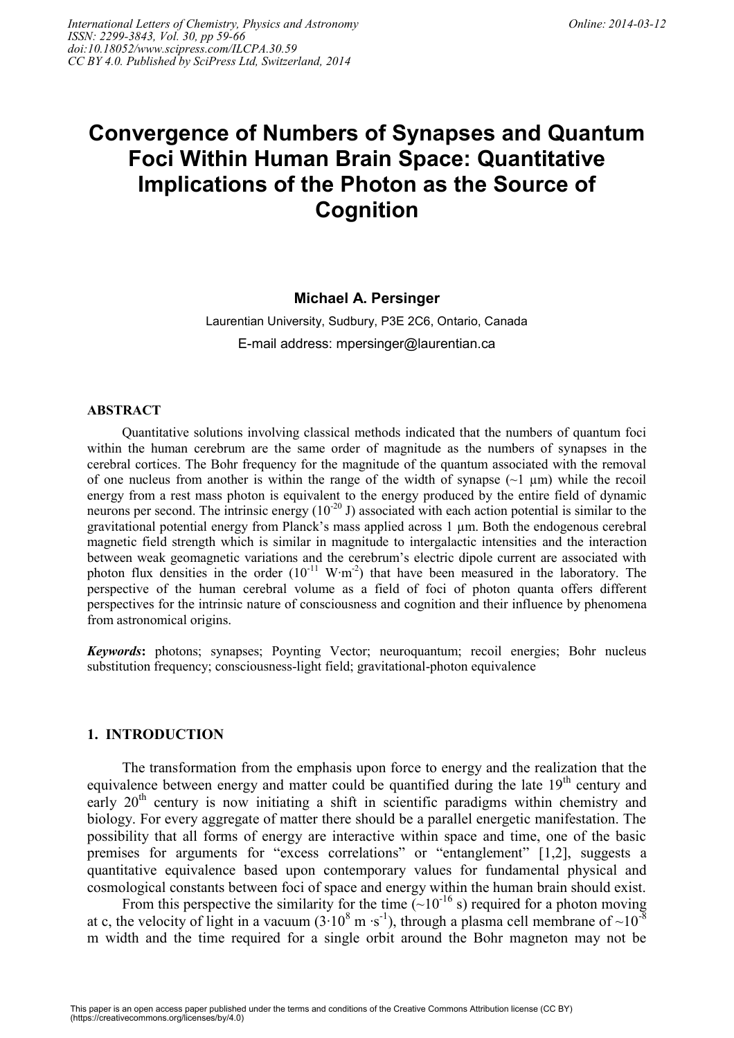# Convergence of Numbers of Synapses and Quantum Foci Within Human Brain Space: Quantitative Implications of the Photon as the Source of Cognition

**Michael A. Persinger**

Laurentian University, Sudbury, P3E 2C6, Ontario, Canada

E-mail address: mpersinger@laurentian.ca

## ABSTRACT

Quantitative solutions involving classical methods indicated that the numbers of quantum foci within the human cerebrum are the same order of magnitude as the numbers of synapses in the cerebral cortices. The Bohr frequency for the magnitude of the quantum associated with the removal of one nucleus from another is within the range of the width of synapse (~1 μm) while the recoil energy from a rest mass photon is equivalent to the energy produced by the entire field of dynamic neurons per second. The intrinsic energy ($10^{-20}$ J) associated with each action potential is similar to the gravitational potential energy from Planck's mass applied across 1 μm. Both the endogenous cerebral magnetic field strength which is similar in magnitude to intergalactic intensities and the interaction between weak geomagnetic variations and the cerebrum's electric dipole current are associated with photon flux densities in the order ($10^{-11}$ W·m$^{-2}$) that have been measured in the laboratory. The perspective of the human cerebral volume as a field of foci of photon quanta offers different perspectives for the intrinsic nature of consciousness and cognition and their influence by phenomena from astronomical origins.

***Keywords*:** photons; synapses; Poynting Vector; neuroquantum; recoil energies; Bohr nucleus substitution frequency; consciousness-light field; gravitational-photon equivalence

## 1. INTRODUCTION

The transformation from the emphasis upon force to energy and the realization that the equivalence between energy and matter could be quantified during the late 19th century and early 20th century is now initiating a shift in scientific paradigms within chemistry and biology. For every aggregate of matter there should be a parallel energetic manifestation. The possibility that all forms of energy are interactive within space and time, one of the basic premises for arguments for "excess correlations" or "entanglement" [1,2], suggests a quantitative equivalence based upon contemporary values for fundamental physical and cosmological constants between foci of space and energy within the human brain should exist.

From this perspective the similarity for the time (~$10^{-16}$ s) required for a photon moving at c, the velocity of light in a vacuum ($3 \cdot 10^{8}$ m ·s$^{-1}$), through a plasma cell membrane of ~$10^{-8}$ m width and the time required for a single orbit around the Bohr magneton may not be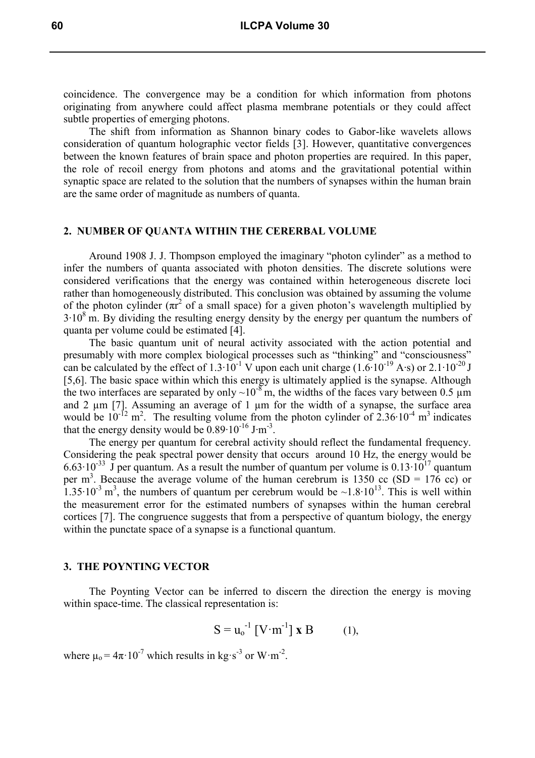coincidence. The convergence may be a condition for which information from photons originating from anywhere could affect plasma membrane potentials or they could affect subtle properties of emerging photons.

The shift from information as Shannon binary codes to Gabor-like wavelets allows consideration of quantum holographic vector fields [3]. However, quantitative convergences between the known features of brain space and photon properties are required. In this paper, the role of recoil energy from photons and atoms and the gravitational potential within synaptic space are related to the solution that the numbers of synapses within the human brain are the same order of magnitude as numbers of quanta.

## 2. NUMBER OF QUANTA WITHIN THE CERERBAL VOLUME

Around 1908 J. J. Thompson employed the imaginary "photon cylinder" as a method to infer the numbers of quanta associated with photon densities. The discrete solutions were considered verifications that the energy was contained within heterogeneous discrete loci rather than homogeneously distributed. This conclusion was obtained by assuming the volume of the photon cylinder ($\pi r^2$ of a small space) for a given photon's wavelength multiplied by $3 \cdot 10^8$ m. By dividing the resulting energy density by the energy per quantum the numbers of quanta per volume could be estimated [4].

The basic quantum unit of neural activity associated with the action potential and presumably with more complex biological processes such as "thinking" and "consciousness" can be calculated by the effect of $1.3 \cdot 10^{-1}$ V upon each unit charge ($1.6 \cdot 10^{-19}$ A·s) or $2.1 \cdot 10^{-20}$ J [5,6]. The basic space within which this energy is ultimately applied is the synapse. Although the two interfaces are separated by only $\sim 10^{-8}$ m, the widths of the faces vary between 0.5 μm and 2 μm [7]. Assuming an average of 1 μm for the width of a synapse, the surface area would be $10^{-12}$ m$^2$. The resulting volume from the photon cylinder of $2.36 \cdot 10^{-4}$ m$^3$ indicates that the energy density would be $0.89 \cdot 10^{-16}$ J·m$^{-3}$.

The energy per quantum for cerebral activity should reflect the fundamental frequency. Considering the peak spectral power density that occurs around 10 Hz, the energy would be $6.63 \cdot 10^{-33}$ J per quantum. As a result the number of quantum per volume is $0.13 \cdot 10^{17}$ quantum per m$^3$. Because the average volume of the human cerebrum is 1350 cc (SD = 176 cc) or $1.35 \cdot 10^{-3}$ m$^3$, the numbers of quantum per cerebrum would be $\sim 1.8 \cdot 10^{13}$. This is well within the measurement error for the estimated numbers of synapses within the human cerebral cortices [7]. The congruence suggests that from a perspective of quantum biology, the energy within the punctate space of a synapse is a functional quantum.

## 3. THE POYNTING VECTOR

The Poynting Vector can be inferred to discern the direction the energy is moving within space-time. The classical representation is:

$$S = u_o^{-1} \, [\mathrm{V \cdot m^{-1}}] \ \mathbf{x} \ \mathrm{B} \qquad (1),$$

where $\mu_o = 4\pi \cdot 10^{-7}$ which results in kg·s$^{-3}$ or W·m$^{-2}$.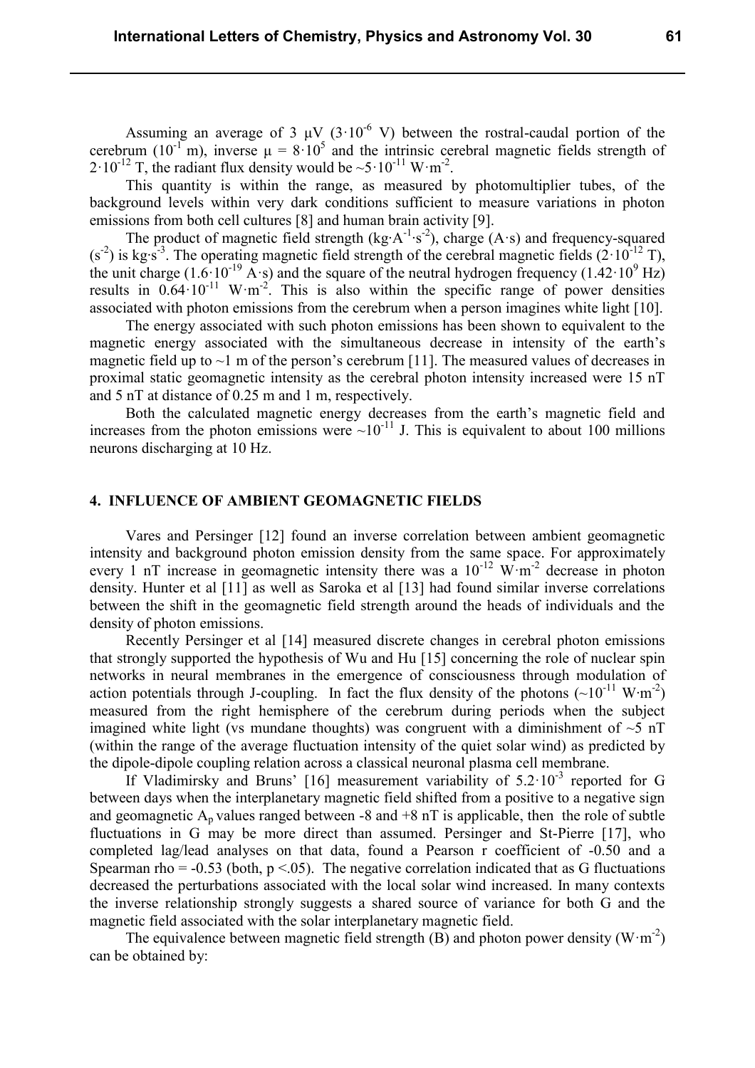Assuming an average of 3 μV ($3 \cdot 10^{-6}$ V) between the rostral-caudal portion of the cerebrum ($10^{-1}$ m), inverse $\mu = 8 \cdot 10^{5}$ and the intrinsic cerebral magnetic fields strength of $2 \cdot 10^{-12}$ T, the radiant flux density would be $\sim 5 \cdot 10^{-11}$ $W \cdot m^{-2}$.

This quantity is within the range, as measured by photomultiplier tubes, of the background levels within very dark conditions sufficient to measure variations in photon emissions from both cell cultures [8] and human brain activity [9].

The product of magnetic field strength ($kg \cdot A^{-1} \cdot s^{-2}$), charge ($A \cdot s$) and frequency-squared ($s^{-2}$) is $kg \cdot s^{-3}$. The operating magnetic field strength of the cerebral magnetic fields ($2 \cdot 10^{-12}$ T), the unit charge ($1.6 \cdot 10^{-19}$ $A \cdot s$) and the square of the neutral hydrogen frequency ($1.42 \cdot 10^{9}$ Hz) results in $0.64 \cdot 10^{-11}$ $W \cdot m^{-2}$. This is also within the specific range of power densities associated with photon emissions from the cerebrum when a person imagines white light [10].

The energy associated with such photon emissions has been shown to equivalent to the magnetic energy associated with the simultaneous decrease in intensity of the earth's magnetic field up to ~1 m of the person's cerebrum [11]. The measured values of decreases in proximal static geomagnetic intensity as the cerebral photon intensity increased were 15 nT and 5 nT at distance of 0.25 m and 1 m, respectively.

Both the calculated magnetic energy decreases from the earth's magnetic field and increases from the photon emissions were $\sim 10^{-11}$ J. This is equivalent to about 100 millions neurons discharging at 10 Hz.

## 4. INFLUENCE OF AMBIENT GEOMAGNETIC FIELDS

Vares and Persinger [12] found an inverse correlation between ambient geomagnetic intensity and background photon emission density from the same space. For approximately every 1 nT increase in geomagnetic intensity there was a $10^{-12}$ $W \cdot m^{-2}$ decrease in photon density. Hunter et al [11] as well as Saroka et al [13] had found similar inverse correlations between the shift in the geomagnetic field strength around the heads of individuals and the density of photon emissions.

Recently Persinger et al [14] measured discrete changes in cerebral photon emissions that strongly supported the hypothesis of Wu and Hu [15] concerning the role of nuclear spin networks in neural membranes in the emergence of consciousness through modulation of action potentials through J-coupling. In fact the flux density of the photons ($\sim 10^{-11}$ $W \cdot m^{-2}$) measured from the right hemisphere of the cerebrum during periods when the subject imagined white light (vs mundane thoughts) was congruent with a diminishment of ~5 nT (within the range of the average fluctuation intensity of the quiet solar wind) as predicted by the dipole-dipole coupling relation across a classical neuronal plasma cell membrane.

If Vladimirsky and Bruns' [16] measurement variability of $5.2 \cdot 10^{-3}$ reported for G between days when the interplanetary magnetic field shifted from a positive to a negative sign and geomagnetic $A_p$ values ranged between -8 and +8 nT is applicable, then the role of subtle fluctuations in G may be more direct than assumed. Persinger and St-Pierre [17], who completed lag/lead analyses on that data, found a Pearson r coefficient of -0.50 and a Spearman rho = -0.53 (both, $p < .05$). The negative correlation indicated that as G fluctuations decreased the perturbations associated with the local solar wind increased. In many contexts the inverse relationship strongly suggests a shared source of variance for both G and the magnetic field associated with the solar interplanetary magnetic field.

The equivalence between magnetic field strength (B) and photon power density ($W \cdot m^{-2}$) can be obtained by: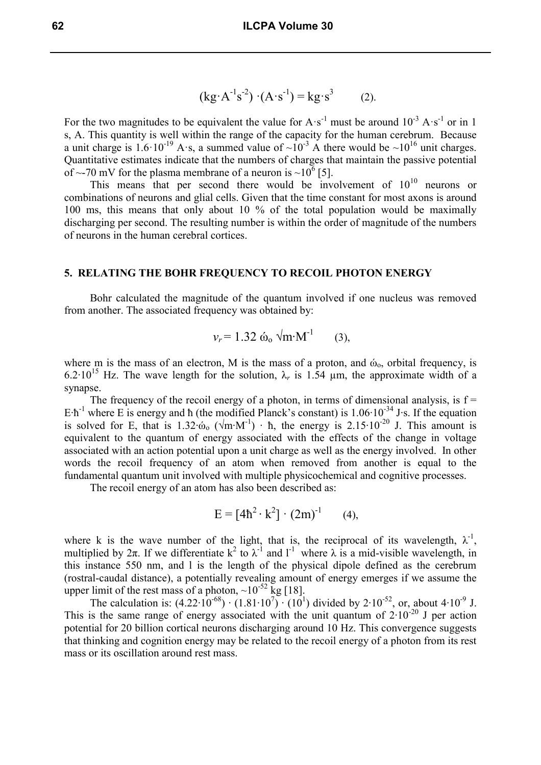$$(\text{kg}\cdot\text{A}^{-1}\text{s}^{-2}) \cdot (\text{A}\cdot\text{s}^{-1}) = \text{kg}\cdot\text{s}^{3} \qquad (2).$$

For the two magnitudes to be equivalent the value for $\text{A}\cdot\text{s}^{-1}$ must be around $10^{-3}$ $\text{A}\cdot\text{s}^{-1}$ or in 1 s, A. This quantity is well within the range of the capacity for the human cerebrum. Because a unit charge is $1.6\cdot10^{-19}$ A·s, a summed value of $\sim10^{-3}$ A there would be $\sim10^{16}$ unit charges. Quantitative estimates indicate that the numbers of charges that maintain the passive potential of ~-70 mV for the plasma membrane of a neuron is $\sim10^{6}$ [5].

This means that per second there would be involvement of $10^{10}$ neurons or combinations of neurons and glial cells. Given that the time constant for most axons is around 100 ms, this means that only about 10 % of the total population would be maximally discharging per second. The resulting number is within the order of magnitude of the numbers of neurons in the human cerebral cortices.

## 5. RELATING THE BOHR FREQUENCY TO RECOIL PHOTON ENERGY

Bohr calculated the magnitude of the quantum involved if one nucleus was removed from another. The associated frequency was obtained by:

$$v_r = 1.32\ \acute{\omega}_o \sqrt{\text{m}\cdot\text{M}^{-1}} \qquad (3),$$

where m is the mass of an electron, M is the mass of a proton, and $\acute{\omega}_o$, orbital frequency, is $6.2\cdot10^{15}$ Hz. The wave length for the solution, $\lambda_r$ is 1.54 μm, the approximate width of a synapse.

The frequency of the recoil energy of a photon, in terms of dimensional analysis, is $f = E\cdot\hbar^{-1}$ where E is energy and ħ (the modified Planck's constant) is $1.06\cdot10^{-34}$ J·s. If the equation is solved for E, that is $1.32\cdot\acute{\omega}_o\ (\sqrt{\text{m}\cdot\text{M}^{-1}}) \cdot \hbar$, the energy is $2.15\cdot10^{-20}$ J. This amount is equivalent to the quantum of energy associated with the effects of the change in voltage associated with an action potential upon a unit charge as well as the energy involved. In other words the recoil frequency of an atom when removed from another is equal to the fundamental quantum unit involved with multiple physicochemical and cognitive processes.

The recoil energy of an atom has also been described as:

$$E = [4\hbar^2 \cdot k^2] \cdot (2m)^{-1} \qquad (4),$$

where k is the wave number of the light, that is, the reciprocal of its wavelength, $\lambda^{-1}$, multiplied by 2π. If we differentiate $k^2$ to $\lambda^{-1}$ and $l^{-1}$ where λ is a mid-visible wavelength, in this instance 550 nm, and l is the length of the physical dipole defined as the cerebrum (rostral-caudal distance), a potentially revealing amount of energy emerges if we assume the upper limit of the rest mass of a photon, $\sim10^{-52}$ kg [18].

The calculation is: $(4.22\cdot10^{-68}) \cdot (1.81\cdot10^{7}) \cdot (10^{1})$ divided by $2\cdot10^{-52}$, or, about $4\cdot10^{-9}$ J. This is the same range of energy associated with the unit quantum of $2\cdot10^{-20}$ J per action potential for 20 billion cortical neurons discharging around 10 Hz. This convergence suggests that thinking and cognition energy may be related to the recoil energy of a photon from its rest mass or its oscillation around rest mass.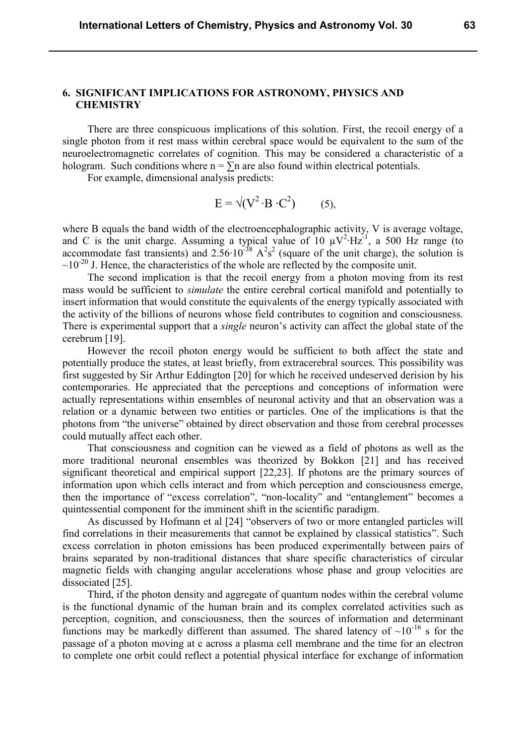## 6. SIGNIFICANT IMPLICATIONS FOR ASTRONOMY, PHYSICS AND CHEMISTRY

There are three conspicuous implications of this solution. First, the recoil energy of a single photon from it rest mass within cerebral space would be equivalent to the sum of the neuroelectromagnetic correlates of cognition. This may be considered a characteristic of a hologram. Such conditions where $n = \sum n$ are also found within electrical potentials.

For example, dimensional analysis predicts:

$$E = \sqrt{(V^2 \cdot B \cdot C^2)} \qquad (5),$$

where B equals the band width of the electroencephalographic activity, V is average voltage, and C is the unit charge. Assuming a typical value of 10 $\mu V^2 \cdot Hz^{-1}$, a 500 Hz range (to accommodate fast transients) and $2.56 \cdot 10^{-38}$ $A^2s^2$ (square of the unit charge), the solution is $\sim 10^{-20}$ J. Hence, the characteristics of the whole are reflected by the composite unit.

The second implication is that the recoil energy from a photon moving from its rest mass would be sufficient to *simulate* the entire cerebral cortical manifold and potentially to insert information that would constitute the equivalents of the energy typically associated with the activity of the billions of neurons whose field contributes to cognition and consciousness. There is experimental support that a *single* neuron's activity can affect the global state of the cerebrum [19].

However the recoil photon energy would be sufficient to both affect the state and potentially produce the states, at least briefly, from extracerebral sources. This possibility was first suggested by Sir Arthur Eddington [20] for which he received undeserved derision by his contemporaries. He appreciated that the perceptions and conceptions of information were actually representations within ensembles of neuronal activity and that an observation was a relation or a dynamic between two entities or particles. One of the implications is that the photons from "the universe" obtained by direct observation and those from cerebral processes could mutually affect each other.

That consciousness and cognition can be viewed as a field of photons as well as the more traditional neuronal ensembles was theorized by Bokkon [21] and has received significant theoretical and empirical support [22,23]. If photons are the primary sources of information upon which cells interact and from which perception and consciousness emerge, then the importance of "excess correlation", "non-locality" and "entanglement" becomes a quintessential component for the imminent shift in the scientific paradigm.

As discussed by Hofmann et al [24] "observers of two or more entangled particles will find correlations in their measurements that cannot be explained by classical statistics". Such excess correlation in photon emissions has been produced experimentally between pairs of brains separated by non-traditional distances that share specific characteristics of circular magnetic fields with changing angular accelerations whose phase and group velocities are dissociated [25].

Third, if the photon density and aggregate of quantum nodes within the cerebral volume is the functional dynamic of the human brain and its complex correlated activities such as perception, cognition, and consciousness, then the sources of information and determinant functions may be markedly different than assumed. The shared latency of $\sim 10^{-16}$ s for the passage of a photon moving at c across a plasma cell membrane and the time for an electron to complete one orbit could reflect a potential physical interface for exchange of information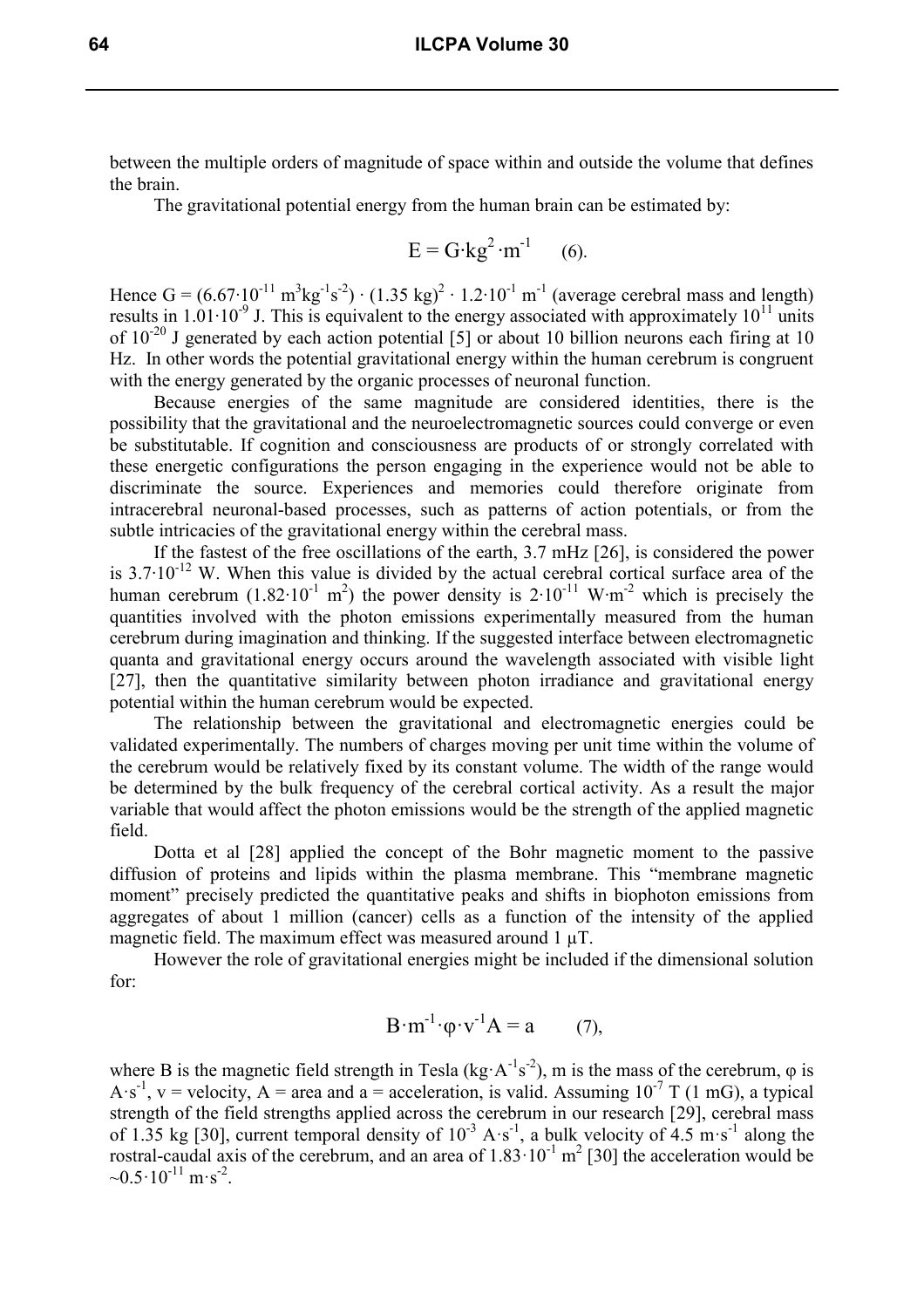between the multiple orders of magnitude of space within and outside the volume that defines the brain.

The gravitational potential energy from the human brain can be estimated by:

$$E = G \cdot kg^2 \cdot m^{-1} \qquad (6).$$

Hence $G = (6.67 \cdot 10^{-11}\ m^3 kg^{-1} s^{-2}) \cdot (1.35\ kg)^2 \cdot 1.2 \cdot 10^{-1}\ m^{-1}$ (average cerebral mass and length) results in $1.01 \cdot 10^{-9}$ J. This is equivalent to the energy associated with approximately $10^{11}$ units of $10^{-20}$ J generated by each action potential [5] or about 10 billion neurons each firing at 10 Hz. In other words the potential gravitational energy within the human cerebrum is congruent with the energy generated by the organic processes of neuronal function.

Because energies of the same magnitude are considered identities, there is the possibility that the gravitational and the neuroelectromagnetic sources could converge or even be substitutable. If cognition and consciousness are products of or strongly correlated with these energetic configurations the person engaging in the experience would not be able to discriminate the source. Experiences and memories could therefore originate from intracerebral neuronal-based processes, such as patterns of action potentials, or from the subtle intricacies of the gravitational energy within the cerebral mass.

If the fastest of the free oscillations of the earth, 3.7 mHz [26], is considered the power is $3.7 \cdot 10^{-12}$ W. When this value is divided by the actual cerebral cortical surface area of the human cerebrum ($1.82 \cdot 10^{-1}\ m^2$) the power density is $2 \cdot 10^{-11}\ W \cdot m^{-2}$ which is precisely the quantities involved with the photon emissions experimentally measured from the human cerebrum during imagination and thinking. If the suggested interface between electromagnetic quanta and gravitational energy occurs around the wavelength associated with visible light [27], then the quantitative similarity between photon irradiance and gravitational energy potential within the human cerebrum would be expected.

The relationship between the gravitational and electromagnetic energies could be validated experimentally. The numbers of charges moving per unit time within the volume of the cerebrum would be relatively fixed by its constant volume. The width of the range would be determined by the bulk frequency of the cerebral cortical activity. As a result the major variable that would affect the photon emissions would be the strength of the applied magnetic field.

Dotta et al [28] applied the concept of the Bohr magnetic moment to the passive diffusion of proteins and lipids within the plasma membrane. This "membrane magnetic moment" precisely predicted the quantitative peaks and shifts in biophoton emissions from aggregates of about 1 million (cancer) cells as a function of the intensity of the applied magnetic field. The maximum effect was measured around 1 μT.

However the role of gravitational energies might be included if the dimensional solution for:

$$B \cdot m^{-1} \cdot \varphi \cdot v^{-1} A = a \qquad (7),$$

where B is the magnetic field strength in Tesla ($kg \cdot A^{-1} s^{-2}$), m is the mass of the cerebrum, $\varphi$ is $A \cdot s^{-1}$, v = velocity, A = area and a = acceleration, is valid. Assuming $10^{-7}$ T (1 mG), a typical strength of the field strengths applied across the cerebrum in our research [29], cerebral mass of 1.35 kg [30], current temporal density of $10^{-3}\ A \cdot s^{-1}$, a bulk velocity of $4.5\ m \cdot s^{-1}$ along the rostral-caudal axis of the cerebrum, and an area of $1.83 \cdot 10^{-1}\ m^2$ [30] the acceleration would be $\sim 0.5 \cdot 10^{-11}\ m \cdot s^{-2}$.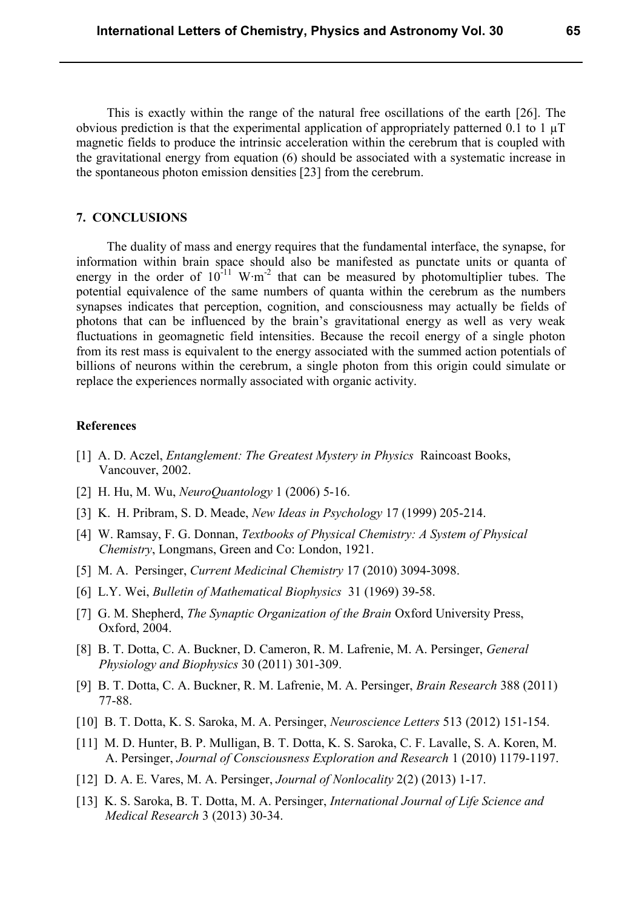This is exactly within the range of the natural free oscillations of the earth [26]. The obvious prediction is that the experimental application of appropriately patterned 0.1 to 1 μT magnetic fields to produce the intrinsic acceleration within the cerebrum that is coupled with the gravitational energy from equation (6) should be associated with a systematic increase in the spontaneous photon emission densities [23] from the cerebrum.

## 7. CONCLUSIONS

The duality of mass and energy requires that the fundamental interface, the synapse, for information within brain space should also be manifested as punctate units or quanta of energy in the order of $10^{-11}$ $W \cdot m^{-2}$ that can be measured by photomultiplier tubes. The potential equivalence of the same numbers of quanta within the cerebrum as the numbers synapses indicates that perception, cognition, and consciousness may actually be fields of photons that can be influenced by the brain's gravitational energy as well as very weak fluctuations in geomagnetic field intensities. Because the recoil energy of a single photon from its rest mass is equivalent to the energy associated with the summed action potentials of billions of neurons within the cerebrum, a single photon from this origin could simulate or replace the experiences normally associated with organic activity.

### References

[1] A. D. Aczel, *Entanglement: The Greatest Mystery in Physics* Raincoast Books, Vancouver, 2002.

[2] H. Hu, M. Wu, *NeuroQuantology* 1 (2006) 5-16.

[3] K. H. Pribram, S. D. Meade, *New Ideas in Psychology* 17 (1999) 205-214.

[4] W. Ramsay, F. G. Donnan, *Textbooks of Physical Chemistry: A System of Physical Chemistry*, Longmans, Green and Co: London, 1921.

[5] M. A. Persinger, *Current Medicinal Chemistry* 17 (2010) 3094-3098.

[6] L.Y. Wei, *Bulletin of Mathematical Biophysics* 31 (1969) 39-58.

[7] G. M. Shepherd, *The Synaptic Organization of the Brain* Oxford University Press, Oxford, 2004.

[8] B. T. Dotta, C. A. Buckner, D. Cameron, R. M. Lafrenie, M. A. Persinger, *General Physiology and Biophysics* 30 (2011) 301-309.

[9] B. T. Dotta, C. A. Buckner, R. M. Lafrenie, M. A. Persinger, *Brain Research* 388 (2011) 77-88.

[10] B. T. Dotta, K. S. Saroka, M. A. Persinger, *Neuroscience Letters* 513 (2012) 151-154.

[11] M. D. Hunter, B. P. Mulligan, B. T. Dotta, K. S. Saroka, C. F. Lavalle, S. A. Koren, M. A. Persinger, *Journal of Consciousness Exploration and Research* 1 (2010) 1179-1197.

[12] D. A. E. Vares, M. A. Persinger, *Journal of Nonlocality* 2(2) (2013) 1-17.

[13] K. S. Saroka, B. T. Dotta, M. A. Persinger, *International Journal of Life Science and Medical Research* 3 (2013) 30-34.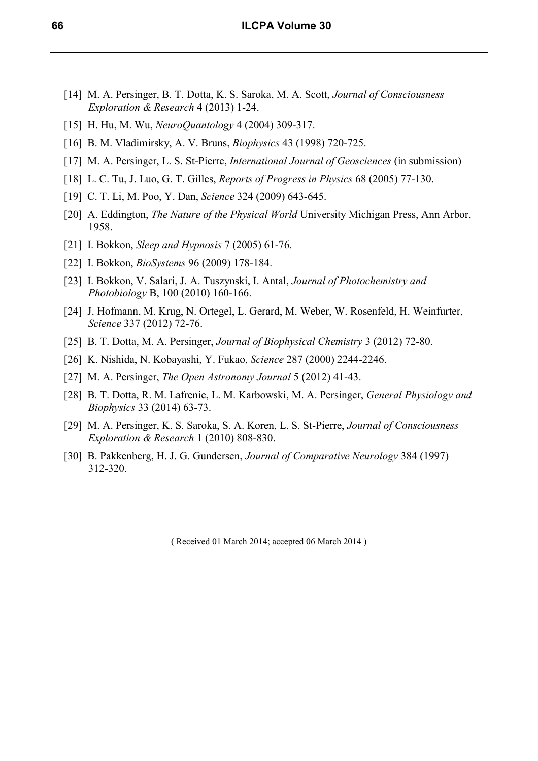[14] M. A. Persinger, B. T. Dotta, K. S. Saroka, M. A. Scott, *Journal of Consciousness Exploration & Research* 4 (2013) 1-24.

[15] H. Hu, M. Wu, *NeuroQuantology* 4 (2004) 309-317.

[16] B. M. Vladimirsky, A. V. Bruns, *Biophysics* 43 (1998) 720-725.

[17] M. A. Persinger, L. S. St-Pierre, *International Journal of Geosciences* (in submission)

[18] L. C. Tu, J. Luo, G. T. Gilles, *Reports of Progress in Physics* 68 (2005) 77-130.

[19] C. T. Li, M. Poo, Y. Dan, *Science* 324 (2009) 643-645.

[20] A. Eddington, *The Nature of the Physical World* University Michigan Press, Ann Arbor, 1958.

[21] I. Bokkon, *Sleep and Hypnosis* 7 (2005) 61-76.

[22] I. Bokkon, *BioSystems* 96 (2009) 178-184.

[23] I. Bokkon, V. Salari, J. A. Tuszynski, I. Antal, *Journal of Photochemistry and Photobiology* B, 100 (2010) 160-166.

[24] J. Hofmann, M. Krug, N. Ortegel, L. Gerard, M. Weber, W. Rosenfeld, H. Weinfurter, *Science* 337 (2012) 72-76.

[25] B. T. Dotta, M. A. Persinger, *Journal of Biophysical Chemistry* 3 (2012) 72-80.

[26] K. Nishida, N. Kobayashi, Y. Fukao, *Science* 287 (2000) 2244-2246.

[27] M. A. Persinger, *The Open Astronomy Journal* 5 (2012) 41-43.

[28] B. T. Dotta, R. M. Lafrenie, L. M. Karbowski, M. A. Persinger, *General Physiology and Biophysics* 33 (2014) 63-73.

[29] M. A. Persinger, K. S. Saroka, S. A. Koren, L. S. St-Pierre, *Journal of Consciousness Exploration & Research* 1 (2010) 808-830.

[30] B. Pakkenberg, H. J. G. Gundersen, *Journal of Comparative Neurology* 384 (1997) 312-320.

( Received 01 March 2014; accepted 06 March 2014 )